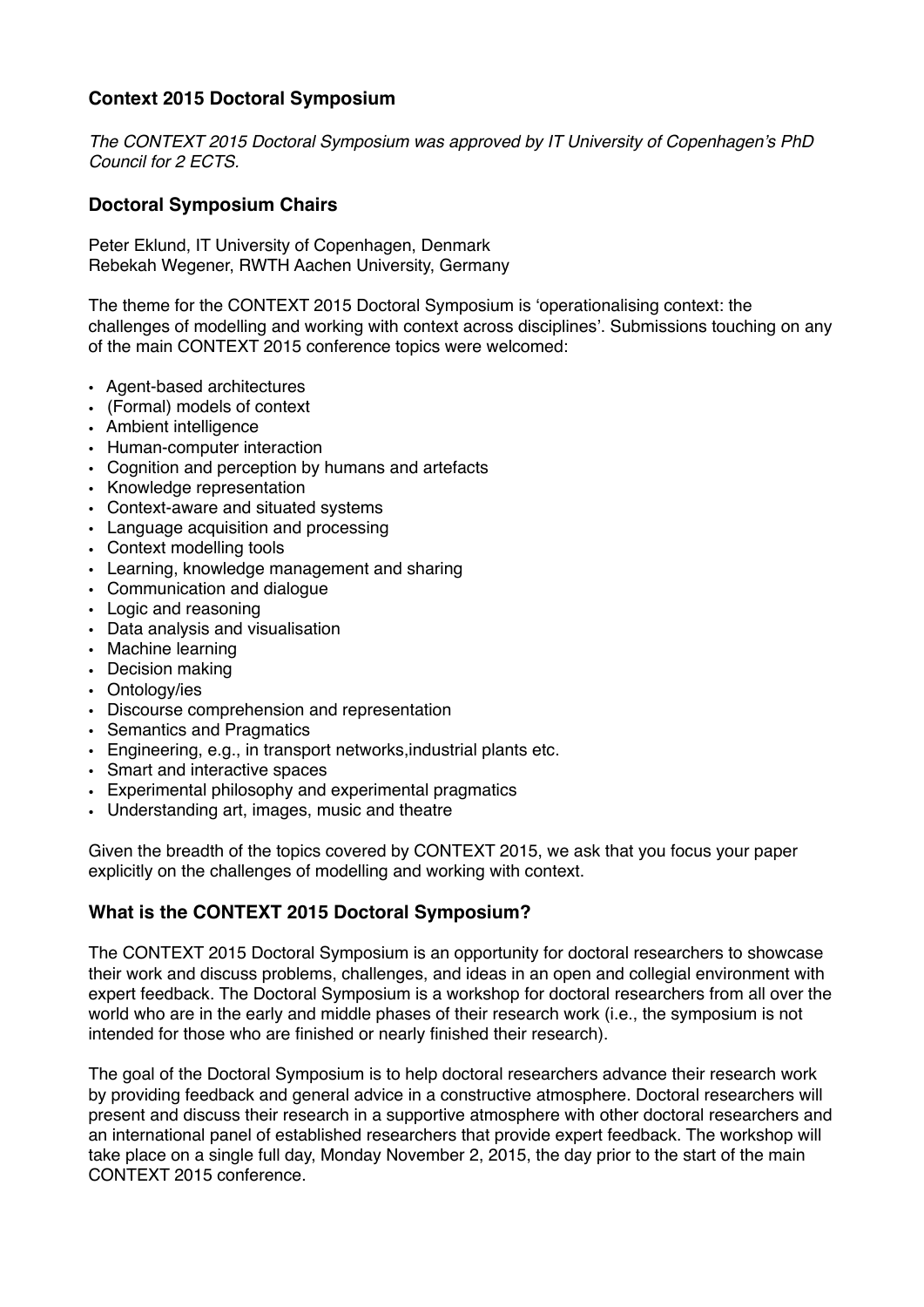## Context 2015 Doctoral Symposium

*The CONTEXT 2015 Doctoral Symposium was approved by IT University of Copenhagen's PhD Council for 2 ECTS.*

### Doctoral Symposium Chairs

Peter Eklund, IT University of Copenhagen, Denmark
Rebekah Wegener, RWTH Aachen University, Germany

The theme for the CONTEXT 2015 Doctoral Symposium is 'operationalising context: the challenges of modelling and working with context across disciplines'. Submissions touching on any of the main CONTEXT 2015 conference topics were welcomed:

- Agent-based architectures
- (Formal) models of context
- Ambient intelligence
- Human-computer interaction
- Cognition and perception by humans and artefacts
- Knowledge representation
- Context-aware and situated systems
- Language acquisition and processing
- Context modelling tools
- Learning, knowledge management and sharing
- Communication and dialogue
- Logic and reasoning
- Data analysis and visualisation
- Machine learning
- Decision making
- Ontology/ies
- Discourse comprehension and representation
- Semantics and Pragmatics
- Engineering, e.g., in transport networks,industrial plants etc.
- Smart and interactive spaces
- Experimental philosophy and experimental pragmatics
- Understanding art, images, music and theatre

Given the breadth of the topics covered by CONTEXT 2015, we ask that you focus your paper explicitly on the challenges of modelling and working with context.

### What is the CONTEXT 2015 Doctoral Symposium?

The CONTEXT 2015 Doctoral Symposium is an opportunity for doctoral researchers to showcase their work and discuss problems, challenges, and ideas in an open and collegial environment with expert feedback. The Doctoral Symposium is a workshop for doctoral researchers from all over the world who are in the early and middle phases of their research work (i.e., the symposium is not intended for those who are finished or nearly finished their research).

The goal of the Doctoral Symposium is to help doctoral researchers advance their research work by providing feedback and general advice in a constructive atmosphere. Doctoral researchers will present and discuss their research in a supportive atmosphere with other doctoral researchers and an international panel of established researchers that provide expert feedback. The workshop will take place on a single full day, Monday November 2, 2015, the day prior to the start of the main CONTEXT 2015 conference.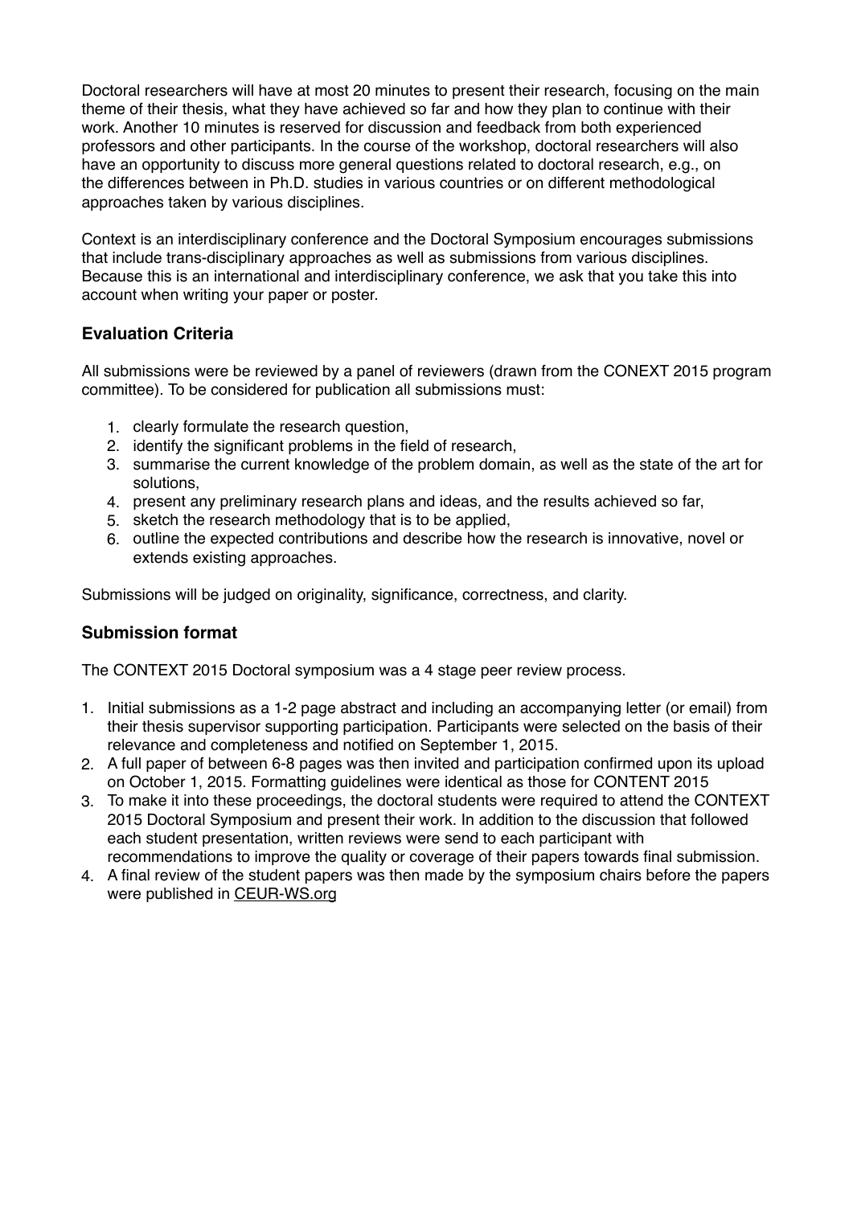Doctoral researchers will have at most 20 minutes to present their research, focusing on the main theme of their thesis, what they have achieved so far and how they plan to continue with their work. Another 10 minutes is reserved for discussion and feedback from both experienced professors and other participants. In the course of the workshop, doctoral researchers will also have an opportunity to discuss more general questions related to doctoral research, e.g., on the differences between in Ph.D. studies in various countries or on different methodological approaches taken by various disciplines.

Context is an interdisciplinary conference and the Doctoral Symposium encourages submissions that include trans-disciplinary approaches as well as submissions from various disciplines. Because this is an international and interdisciplinary conference, we ask that you take this into account when writing your paper or poster.

### Evaluation Criteria

All submissions were be reviewed by a panel of reviewers (drawn from the CONEXT 2015 program committee). To be considered for publication all submissions must:

1. clearly formulate the research question,
2. identify the significant problems in the field of research,
3. summarise the current knowledge of the problem domain, as well as the state of the art for solutions,
4. present any preliminary research plans and ideas, and the results achieved so far,
5. sketch the research methodology that is to be applied,
6. outline the expected contributions and describe how the research is innovative, novel or extends existing approaches.

Submissions will be judged on originality, significance, correctness, and clarity.

### Submission format

The CONTEXT 2015 Doctoral symposium was a 4 stage peer review process.

1. Initial submissions as a 1-2 page abstract and including an accompanying letter (or email) from their thesis supervisor supporting participation. Participants were selected on the basis of their relevance and completeness and notified on September 1, 2015.
2. A full paper of between 6-8 pages was then invited and participation confirmed upon its upload on October 1, 2015. Formatting guidelines were identical as those for CONTENT 2015
3. To make it into these proceedings, the doctoral students were required to attend the CONTEXT 2015 Doctoral Symposium and present their work. In addition to the discussion that followed each student presentation, written reviews were send to each participant with recommendations to improve the quality or coverage of their papers towards final submission.
4. A final review of the student papers was then made by the symposium chairs before the papers were published in CEUR-WS.org